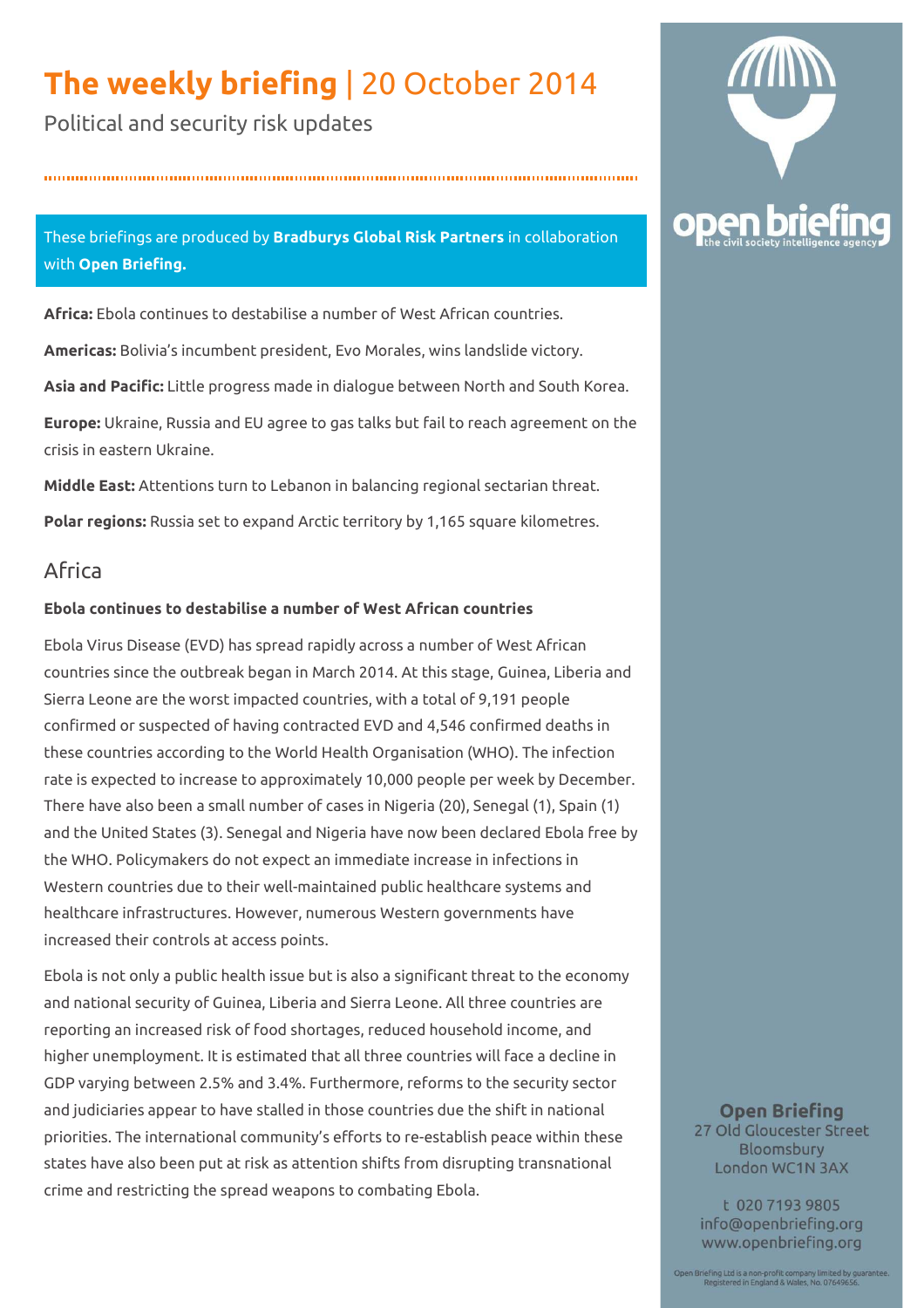# The weekly briefing | 20 October 2014

Political and security risk updates

These briefings are produced by **Bradburys Global Risk Partners** in collaboration with **Open Briefing.**

**Africa:** Ebola continues to destabilise a number of West African countries.

**Americas:** Bolivia's incumbent president, Evo Morales, wins landslide victory.

**Asia and Pacific:** Little progress made in dialogue between North and South Korea.

**Europe:** Ukraine, Russia and EU agree to gas talks but fail to reach agreement on the crisis in eastern Ukraine.

**Middle East:** Attentions turn to Lebanon in balancing regional sectarian threat.

**Polar regions:** Russia set to expand Arctic territory by 1,165 square kilometres.

## Africa

### Ebola continues to destabilise a number of West African countries

Ebola Virus Disease (EVD) has spread rapidly across a number of West African countries since the outbreak began in March 2014. At this stage, Guinea, Liberia and Sierra Leone are the worst impacted countries, with a total of 9,191 people confirmed or suspected of having contracted EVD and 4,546 confirmed deaths in these countries according to the World Health Organisation (WHO). The infection rate is expected to increase to approximately 10,000 people per week by December. There have also been a small number of cases in Nigeria (20), Senegal (1), Spain (1) and the United States (3). Senegal and Nigeria have now been declared Ebola free by the WHO. Policymakers do not expect an immediate increase in infections in Western countries due to their well-maintained public healthcare systems and healthcare infrastructures. However, numerous Western governments have increased their controls at access points.

Ebola is not only a public health issue but is also a significant threat to the economy and national security of Guinea, Liberia and Sierra Leone. All three countries are reporting an increased risk of food shortages, reduced household income, and higher unemployment. It is estimated that all three countries will face a decline in GDP varying between 2.5% and 3.4%. Furthermore, reforms to the security sector and judiciaries appear to have stalled in those countries due the shift in national priorities. The international community's efforts to re-establish peace within these states have also been put at risk as attention shifts from disrupting transnational crime and restricting the spread weapons to combating Ebola.

**Open Briefing**
27 Old Gloucester Street
Bloomsbury
London WC1N 3AX

t 020 7193 9805
info@openbriefing.org
www.openbriefing.org

Open Briefing Ltd is a non-profit company limited by guarantee. Registered in England & Wales, No. 07649656.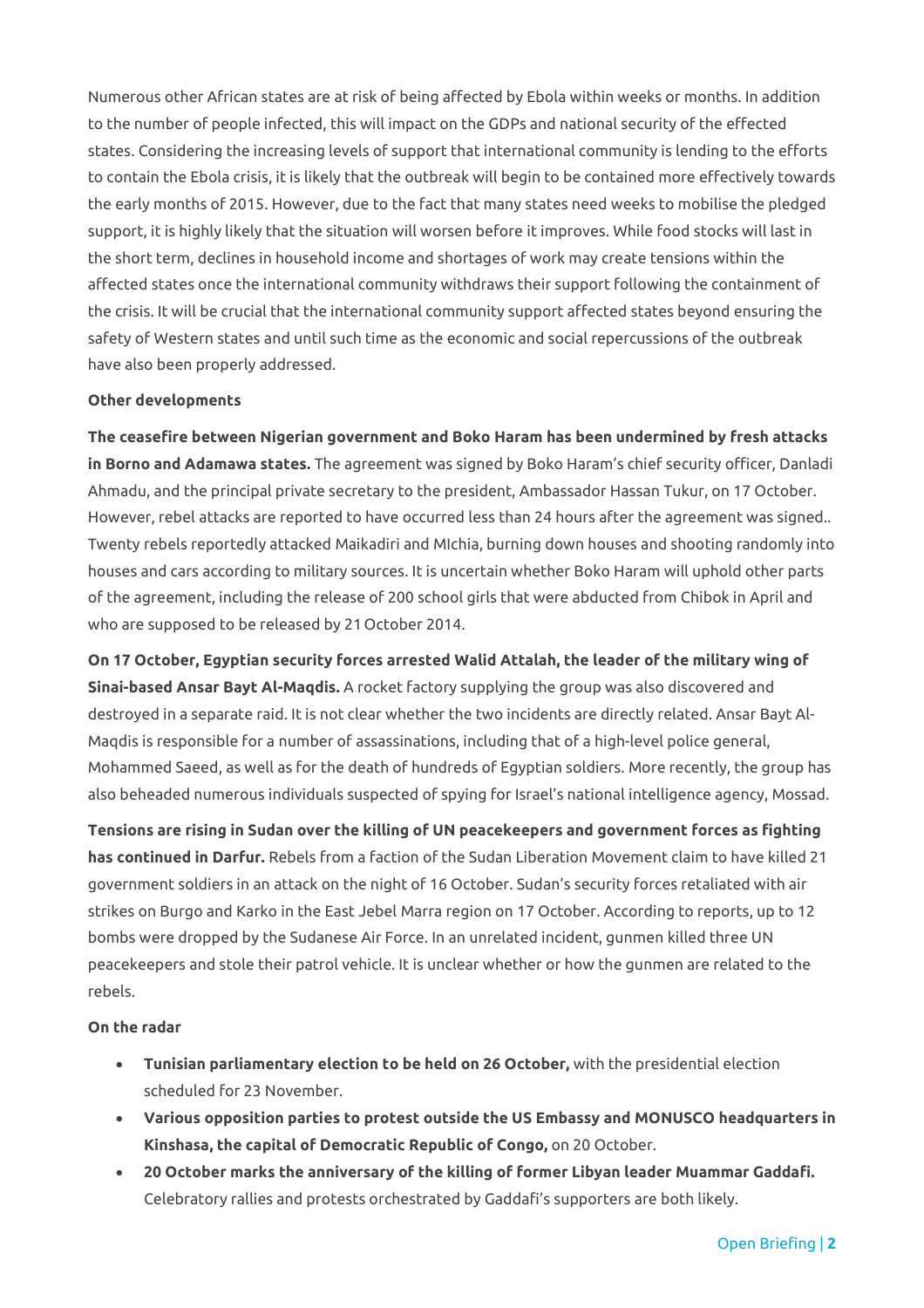Numerous other African states are at risk of being affected by Ebola within weeks or months. In addition to the number of people infected, this will impact on the GDPs and national security of the effected states. Considering the increasing levels of support that international community is lending to the efforts to contain the Ebola crisis, it is likely that the outbreak will begin to be contained more effectively towards the early months of 2015. However, due to the fact that many states need weeks to mobilise the pledged support, it is highly likely that the situation will worsen before it improves. While food stocks will last in the short term, declines in household income and shortages of work may create tensions within the affected states once the international community withdraws their support following the containment of the crisis. It will be crucial that the international community support affected states beyond ensuring the safety of Western states and until such time as the economic and social repercussions of the outbreak have also been properly addressed.

**Other developments**

**The ceasefire between Nigerian government and Boko Haram has been undermined by fresh attacks in Borno and Adamawa states.** The agreement was signed by Boko Haram's chief security officer, Danladi Ahmadu, and the principal private secretary to the president, Ambassador Hassan Tukur, on 17 October. However, rebel attacks are reported to have occurred less than 24 hours after the agreement was signed.. Twenty rebels reportedly attacked Maikadiri and MIchia, burning down houses and shooting randomly into houses and cars according to military sources. It is uncertain whether Boko Haram will uphold other parts of the agreement, including the release of 200 school girls that were abducted from Chibok in April and who are supposed to be released by 21 October 2014.

**On 17 October, Egyptian security forces arrested Walid Attalah, the leader of the military wing of Sinai-based Ansar Bayt Al-Maqdis.** A rocket factory supplying the group was also discovered and destroyed in a separate raid. It is not clear whether the two incidents are directly related. Ansar Bayt Al-Maqdis is responsible for a number of assassinations, including that of a high-level police general, Mohammed Saeed, as well as for the death of hundreds of Egyptian soldiers. More recently, the group has also beheaded numerous individuals suspected of spying for Israel's national intelligence agency, Mossad.

**Tensions are rising in Sudan over the killing of UN peacekeepers and government forces as fighting has continued in Darfur.** Rebels from a faction of the Sudan Liberation Movement claim to have killed 21 government soldiers in an attack on the night of 16 October. Sudan's security forces retaliated with air strikes on Burgo and Karko in the East Jebel Marra region on 17 October. According to reports, up to 12 bombs were dropped by the Sudanese Air Force. In an unrelated incident, gunmen killed three UN peacekeepers and stole their patrol vehicle. It is unclear whether or how the gunmen are related to the rebels.

**On the radar**

- **Tunisian parliamentary election to be held on 26 October,** with the presidential election scheduled for 23 November.
- **Various opposition parties to protest outside the US Embassy and MONUSCO headquarters in Kinshasa, the capital of Democratic Republic of Congo,** on 20 October.
- **20 October marks the anniversary of the killing of former Libyan leader Muammar Gaddafi.** Celebratory rallies and protests orchestrated by Gaddafi's supporters are both likely.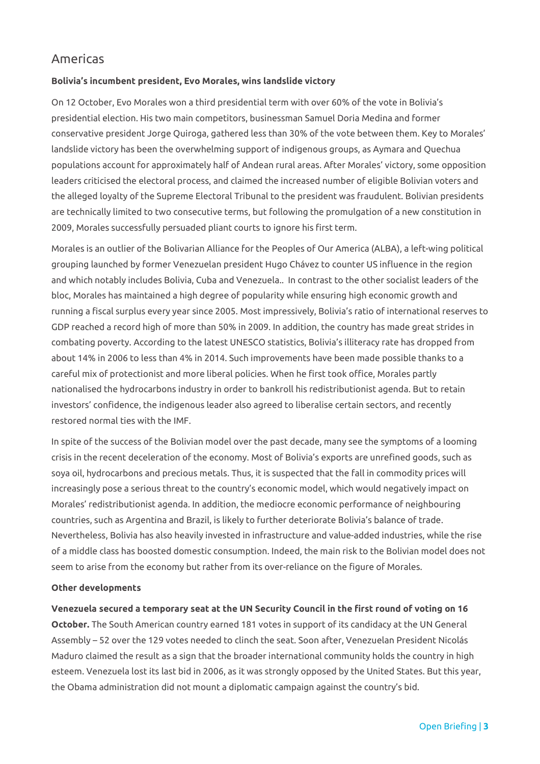## Americas

**Bolivia's incumbent president, Evo Morales, wins landslide victory**

On 12 October, Evo Morales won a third presidential term with over 60% of the vote in Bolivia's presidential election. His two main competitors, businessman Samuel Doria Medina and former conservative president Jorge Quiroga, gathered less than 30% of the vote between them. Key to Morales' landslide victory has been the overwhelming support of indigenous groups, as Aymara and Quechua populations account for approximately half of Andean rural areas. After Morales' victory, some opposition leaders criticised the electoral process, and claimed the increased number of eligible Bolivian voters and the alleged loyalty of the Supreme Electoral Tribunal to the president was fraudulent. Bolivian presidents are technically limited to two consecutive terms, but following the promulgation of a new constitution in 2009, Morales successfully persuaded pliant courts to ignore his first term.

Morales is an outlier of the Bolivarian Alliance for the Peoples of Our America (ALBA), a left-wing political grouping launched by former Venezuelan president Hugo Chávez to counter US influence in the region and which notably includes Bolivia, Cuba and Venezuela.. In contrast to the other socialist leaders of the bloc, Morales has maintained a high degree of popularity while ensuring high economic growth and running a fiscal surplus every year since 2005. Most impressively, Bolivia's ratio of international reserves to GDP reached a record high of more than 50% in 2009. In addition, the country has made great strides in combating poverty. According to the latest UNESCO statistics, Bolivia's illiteracy rate has dropped from about 14% in 2006 to less than 4% in 2014. Such improvements have been made possible thanks to a careful mix of protectionist and more liberal policies. When he first took office, Morales partly nationalised the hydrocarbons industry in order to bankroll his redistributionist agenda. But to retain investors' confidence, the indigenous leader also agreed to liberalise certain sectors, and recently restored normal ties with the IMF.

In spite of the success of the Bolivian model over the past decade, many see the symptoms of a looming crisis in the recent deceleration of the economy. Most of Bolivia's exports are unrefined goods, such as soya oil, hydrocarbons and precious metals. Thus, it is suspected that the fall in commodity prices will increasingly pose a serious threat to the country's economic model, which would negatively impact on Morales' redistributionist agenda. In addition, the mediocre economic performance of neighbouring countries, such as Argentina and Brazil, is likely to further deteriorate Bolivia's balance of trade. Nevertheless, Bolivia has also heavily invested in infrastructure and value-added industries, while the rise of a middle class has boosted domestic consumption. Indeed, the main risk to the Bolivian model does not seem to arise from the economy but rather from its over-reliance on the figure of Morales.

**Other developments**

**Venezuela secured a temporary seat at the UN Security Council in the first round of voting on 16 October.** The South American country earned 181 votes in support of its candidacy at the UN General Assembly – 52 over the 129 votes needed to clinch the seat. Soon after, Venezuelan President Nicolás Maduro claimed the result as a sign that the broader international community holds the country in high esteem. Venezuela lost its last bid in 2006, as it was strongly opposed by the United States. But this year, the Obama administration did not mount a diplomatic campaign against the country's bid.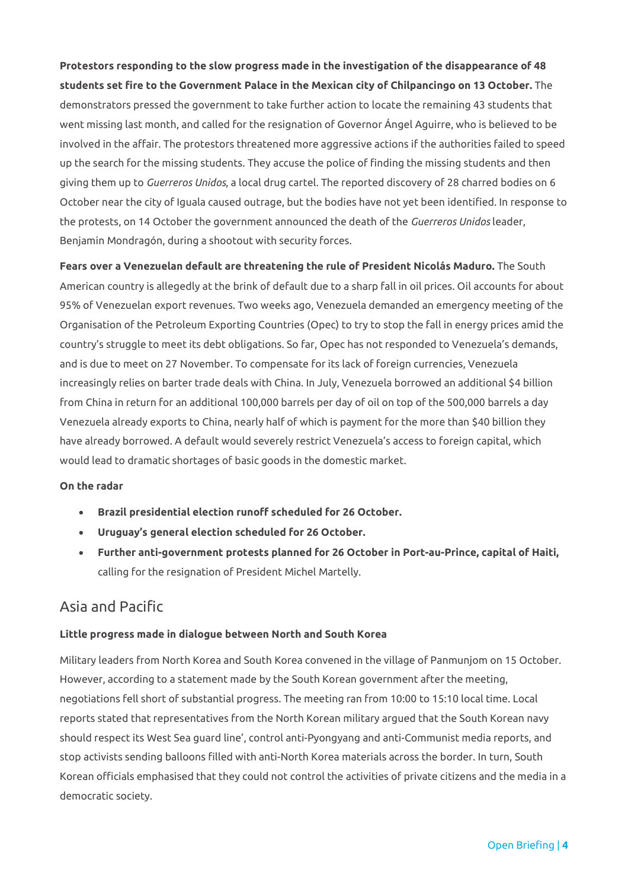**Protestors responding to the slow progress made in the investigation of the disappearance of 48 students set fire to the Government Palace in the Mexican city of Chilpancingo on 13 October.** The demonstrators pressed the government to take further action to locate the remaining 43 students that went missing last month, and called for the resignation of Governor Ángel Aguirre, who is believed to be involved in the affair. The protestors threatened more aggressive actions if the authorities failed to speed up the search for the missing students. They accuse the police of finding the missing students and then giving them up to *Guerreros Unidos*, a local drug cartel. The reported discovery of 28 charred bodies on 6 October near the city of Iguala caused outrage, but the bodies have not yet been identified. In response to the protests, on 14 October the government announced the death of the *Guerreros Unidos* leader, Benjamin Mondragón, during a shootout with security forces.

**Fears over a Venezuelan default are threatening the rule of President Nicolás Maduro.** The South American country is allegedly at the brink of default due to a sharp fall in oil prices. Oil accounts for about 95% of Venezuelan export revenues. Two weeks ago, Venezuela demanded an emergency meeting of the Organisation of the Petroleum Exporting Countries (Opec) to try to stop the fall in energy prices amid the country's struggle to meet its debt obligations. So far, Opec has not responded to Venezuela's demands, and is due to meet on 27 November. To compensate for its lack of foreign currencies, Venezuela increasingly relies on barter trade deals with China. In July, Venezuela borrowed an additional $4 billion from China in return for an additional 100,000 barrels per day of oil on top of the 500,000 barrels a day Venezuela already exports to China, nearly half of which is payment for the more than $40 billion they have already borrowed. A default would severely restrict Venezuela's access to foreign capital, which would lead to dramatic shortages of basic goods in the domestic market.

**On the radar**

- **Brazil presidential election runoff scheduled for 26 October.**
- **Uruguay's general election scheduled for 26 October.**
- **Further anti-government protests planned for 26 October in Port-au-Prince, capital of Haiti,** calling for the resignation of President Michel Martelly.

## Asia and Pacific

**Little progress made in dialogue between North and South Korea**

Military leaders from North Korea and South Korea convened in the village of Panmunjom on 15 October. However, according to a statement made by the South Korean government after the meeting, negotiations fell short of substantial progress. The meeting ran from 10:00 to 15:10 local time. Local reports stated that representatives from the North Korean military argued that the South Korean navy should respect its West Sea guard line', control anti-Pyongyang and anti-Communist media reports, and stop activists sending balloons filled with anti-North Korea materials across the border. In turn, South Korean officials emphasised that they could not control the activities of private citizens and the media in a democratic society.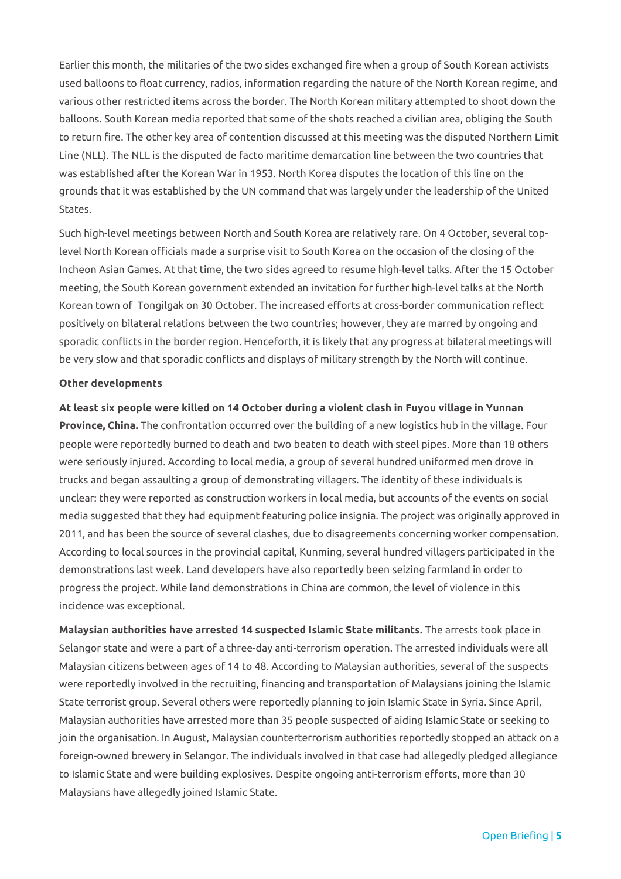Earlier this month, the militaries of the two sides exchanged fire when a group of South Korean activists used balloons to float currency, radios, information regarding the nature of the North Korean regime, and various other restricted items across the border. The North Korean military attempted to shoot down the balloons. South Korean media reported that some of the shots reached a civilian area, obliging the South to return fire. The other key area of contention discussed at this meeting was the disputed Northern Limit Line (NLL). The NLL is the disputed de facto maritime demarcation line between the two countries that was established after the Korean War in 1953. North Korea disputes the location of this line on the grounds that it was established by the UN command that was largely under the leadership of the United States.

Such high-level meetings between North and South Korea are relatively rare. On 4 October, several top-level North Korean officials made a surprise visit to South Korea on the occasion of the closing of the Incheon Asian Games. At that time, the two sides agreed to resume high-level talks. After the 15 October meeting, the South Korean government extended an invitation for further high-level talks at the North Korean town of Tongilgak on 30 October. The increased efforts at cross-border communication reflect positively on bilateral relations between the two countries; however, they are marred by ongoing and sporadic conflicts in the border region. Henceforth, it is likely that any progress at bilateral meetings will be very slow and that sporadic conflicts and displays of military strength by the North will continue.

**Other developments**

**At least six people were killed on 14 October during a violent clash in Fuyou village in Yunnan Province, China.** The confrontation occurred over the building of a new logistics hub in the village. Four people were reportedly burned to death and two beaten to death with steel pipes. More than 18 others were seriously injured. According to local media, a group of several hundred uniformed men drove in trucks and began assaulting a group of demonstrating villagers. The identity of these individuals is unclear: they were reported as construction workers in local media, but accounts of the events on social media suggested that they had equipment featuring police insignia. The project was originally approved in 2011, and has been the source of several clashes, due to disagreements concerning worker compensation. According to local sources in the provincial capital, Kunming, several hundred villagers participated in the demonstrations last week. Land developers have also reportedly been seizing farmland in order to progress the project. While land demonstrations in China are common, the level of violence in this incidence was exceptional.

**Malaysian authorities have arrested 14 suspected Islamic State militants.** The arrests took place in Selangor state and were a part of a three-day anti-terrorism operation. The arrested individuals were all Malaysian citizens between ages of 14 to 48. According to Malaysian authorities, several of the suspects were reportedly involved in the recruiting, financing and transportation of Malaysians joining the Islamic State terrorist group. Several others were reportedly planning to join Islamic State in Syria. Since April, Malaysian authorities have arrested more than 35 people suspected of aiding Islamic State or seeking to join the organisation. In August, Malaysian counterterrorism authorities reportedly stopped an attack on a foreign-owned brewery in Selangor. The individuals involved in that case had allegedly pledged allegiance to Islamic State and were building explosives. Despite ongoing anti-terrorism efforts, more than 30 Malaysians have allegedly joined Islamic State.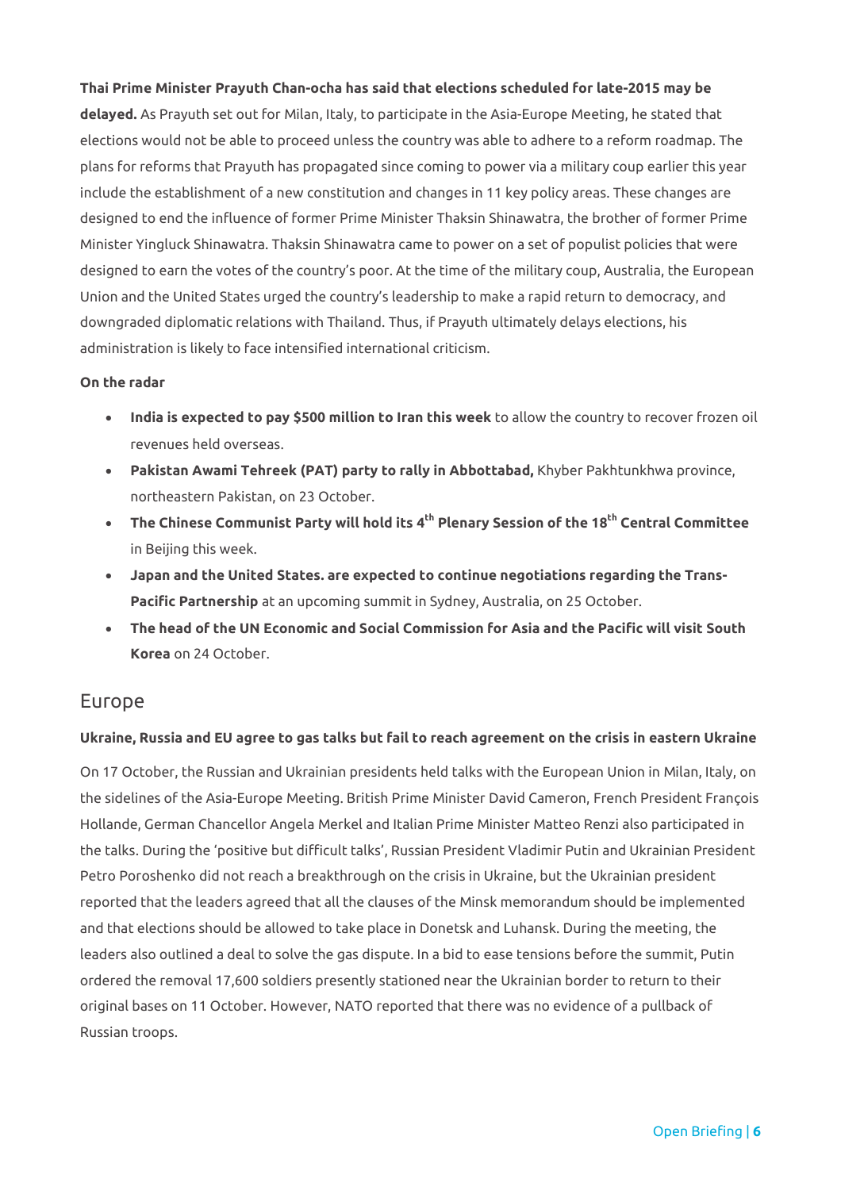**Thai Prime Minister Prayuth Chan-ocha has said that elections scheduled for late-2015 may be delayed.** As Prayuth set out for Milan, Italy, to participate in the Asia-Europe Meeting, he stated that elections would not be able to proceed unless the country was able to adhere to a reform roadmap. The plans for reforms that Prayuth has propagated since coming to power via a military coup earlier this year include the establishment of a new constitution and changes in 11 key policy areas. These changes are designed to end the influence of former Prime Minister Thaksin Shinawatra, the brother of former Prime Minister Yingluck Shinawatra. Thaksin Shinawatra came to power on a set of populist policies that were designed to earn the votes of the country's poor. At the time of the military coup, Australia, the European Union and the United States urged the country's leadership to make a rapid return to democracy, and downgraded diplomatic relations with Thailand. Thus, if Prayuth ultimately delays elections, his administration is likely to face intensified international criticism.

**On the radar**

- **India is expected to pay $500 million to Iran this week** to allow the country to recover frozen oil revenues held overseas.
- **Pakistan Awami Tehreek (PAT) party to rally in Abbottabad,** Khyber Pakhtunkhwa province, northeastern Pakistan, on 23 October.
- **The Chinese Communist Party will hold its 4th Plenary Session of the 18th Central Committee** in Beijing this week.
- **Japan and the United States. are expected to continue negotiations regarding the Trans-Pacific Partnership** at an upcoming summit in Sydney, Australia, on 25 October.
- **The head of the UN Economic and Social Commission for Asia and the Pacific will visit South Korea** on 24 October.

## Europe

**Ukraine, Russia and EU agree to gas talks but fail to reach agreement on the crisis in eastern Ukraine**

On 17 October, the Russian and Ukrainian presidents held talks with the European Union in Milan, Italy, on the sidelines of the Asia-Europe Meeting. British Prime Minister David Cameron, French President François Hollande, German Chancellor Angela Merkel and Italian Prime Minister Matteo Renzi also participated in the talks. During the 'positive but difficult talks', Russian President Vladimir Putin and Ukrainian President Petro Poroshenko did not reach a breakthrough on the crisis in Ukraine, but the Ukrainian president reported that the leaders agreed that all the clauses of the Minsk memorandum should be implemented and that elections should be allowed to take place in Donetsk and Luhansk. During the meeting, the leaders also outlined a deal to solve the gas dispute. In a bid to ease tensions before the summit, Putin ordered the removal 17,600 soldiers presently stationed near the Ukrainian border to return to their original bases on 11 October. However, NATO reported that there was no evidence of a pullback of Russian troops.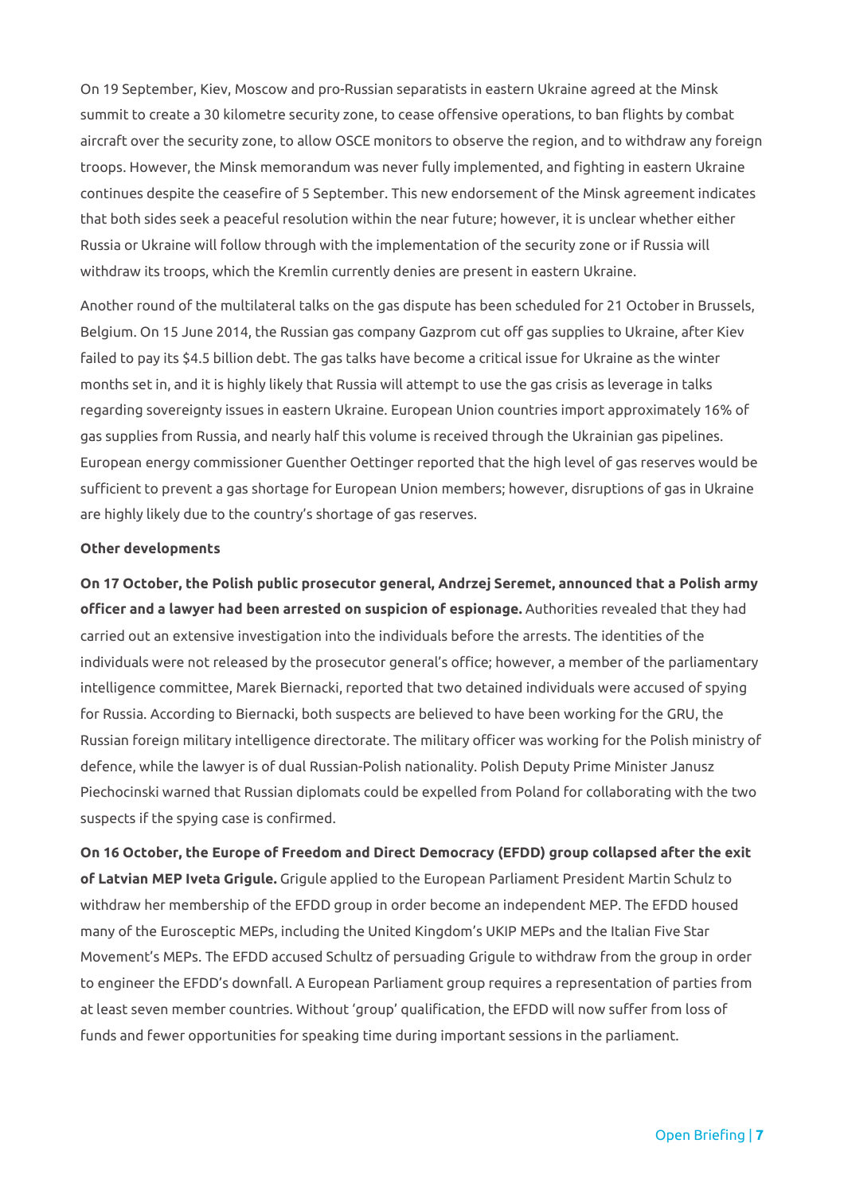On 19 September, Kiev, Moscow and pro-Russian separatists in eastern Ukraine agreed at the Minsk summit to create a 30 kilometre security zone, to cease offensive operations, to ban flights by combat aircraft over the security zone, to allow OSCE monitors to observe the region, and to withdraw any foreign troops. However, the Minsk memorandum was never fully implemented, and fighting in eastern Ukraine continues despite the ceasefire of 5 September. This new endorsement of the Minsk agreement indicates that both sides seek a peaceful resolution within the near future; however, it is unclear whether either Russia or Ukraine will follow through with the implementation of the security zone or if Russia will withdraw its troops, which the Kremlin currently denies are present in eastern Ukraine.

Another round of the multilateral talks on the gas dispute has been scheduled for 21 October in Brussels, Belgium. On 15 June 2014, the Russian gas company Gazprom cut off gas supplies to Ukraine, after Kiev failed to pay its $4.5 billion debt. The gas talks have become a critical issue for Ukraine as the winter months set in, and it is highly likely that Russia will attempt to use the gas crisis as leverage in talks regarding sovereignty issues in eastern Ukraine. European Union countries import approximately 16% of gas supplies from Russia, and nearly half this volume is received through the Ukrainian gas pipelines. European energy commissioner Guenther Oettinger reported that the high level of gas reserves would be sufficient to prevent a gas shortage for European Union members; however, disruptions of gas in Ukraine are highly likely due to the country's shortage of gas reserves.

**Other developments**

**On 17 October, the Polish public prosecutor general, Andrzej Seremet, announced that a Polish army officer and a lawyer had been arrested on suspicion of espionage.** Authorities revealed that they had carried out an extensive investigation into the individuals before the arrests. The identities of the individuals were not released by the prosecutor general's office; however, a member of the parliamentary intelligence committee, Marek Biernacki, reported that two detained individuals were accused of spying for Russia. According to Biernacki, both suspects are believed to have been working for the GRU, the Russian foreign military intelligence directorate. The military officer was working for the Polish ministry of defence, while the lawyer is of dual Russian-Polish nationality. Polish Deputy Prime Minister Janusz Piechocinski warned that Russian diplomats could be expelled from Poland for collaborating with the two suspects if the spying case is confirmed.

**On 16 October, the Europe of Freedom and Direct Democracy (EFDD) group collapsed after the exit of Latvian MEP Iveta Grigule.** Grigule applied to the European Parliament President Martin Schulz to withdraw her membership of the EFDD group in order become an independent MEP. The EFDD housed many of the Eurosceptic MEPs, including the United Kingdom's UKIP MEPs and the Italian Five Star Movement's MEPs. The EFDD accused Schultz of persuading Grigule to withdraw from the group in order to engineer the EFDD's downfall. A European Parliament group requires a representation of parties from at least seven member countries. Without 'group' qualification, the EFDD will now suffer from loss of funds and fewer opportunities for speaking time during important sessions in the parliament.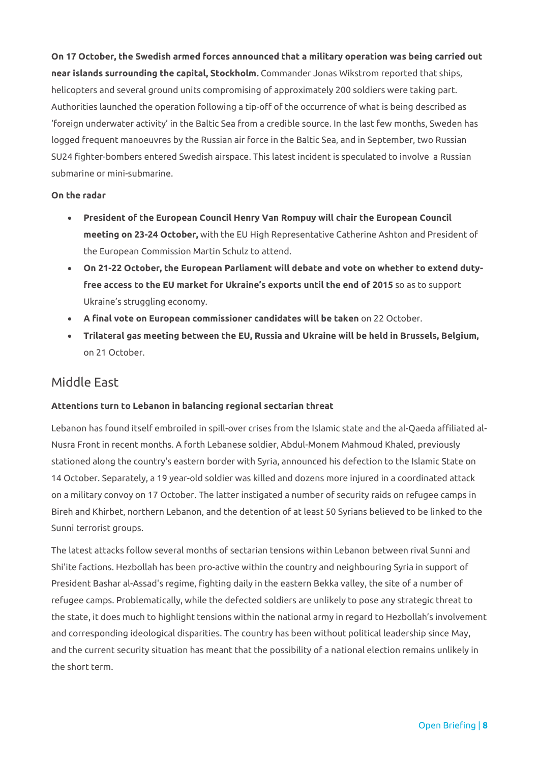**On 17 October, the Swedish armed forces announced that a military operation was being carried out near islands surrounding the capital, Stockholm.** Commander Jonas Wikstrom reported that ships, helicopters and several ground units compromising of approximately 200 soldiers were taking part. Authorities launched the operation following a tip-off of the occurrence of what is being described as 'foreign underwater activity' in the Baltic Sea from a credible source. In the last few months, Sweden has logged frequent manoeuvres by the Russian air force in the Baltic Sea, and in September, two Russian SU24 fighter-bombers entered Swedish airspace. This latest incident is speculated to involve a Russian submarine or mini-submarine.

**On the radar**

- **President of the European Council Henry Van Rompuy will chair the European Council meeting on 23-24 October,** with the EU High Representative Catherine Ashton and President of the European Commission Martin Schulz to attend.
- **On 21-22 October, the European Parliament will debate and vote on whether to extend duty-free access to the EU market for Ukraine's exports until the end of 2015** so as to support Ukraine's struggling economy.
- **A final vote on European commissioner candidates will be taken** on 22 October.
- **Trilateral gas meeting between the EU, Russia and Ukraine will be held in Brussels, Belgium,** on 21 October.

## Middle East

**Attentions turn to Lebanon in balancing regional sectarian threat**

Lebanon has found itself embroiled in spill-over crises from the Islamic state and the al-Qaeda affiliated al-Nusra Front in recent months. A forth Lebanese soldier, Abdul-Monem Mahmoud Khaled, previously stationed along the country's eastern border with Syria, announced his defection to the Islamic State on 14 October. Separately, a 19 year-old soldier was killed and dozens more injured in a coordinated attack on a military convoy on 17 October. The latter instigated a number of security raids on refugee camps in Bireh and Khirbet, northern Lebanon, and the detention of at least 50 Syrians believed to be linked to the Sunni terrorist groups.

The latest attacks follow several months of sectarian tensions within Lebanon between rival Sunni and Shi'ite factions. Hezbollah has been pro-active within the country and neighbouring Syria in support of President Bashar al-Assad's regime, fighting daily in the eastern Bekka valley, the site of a number of refugee camps. Problematically, while the defected soldiers are unlikely to pose any strategic threat to the state, it does much to highlight tensions within the national army in regard to Hezbollah's involvement and corresponding ideological disparities. The country has been without political leadership since May, and the current security situation has meant that the possibility of a national election remains unlikely in the short term.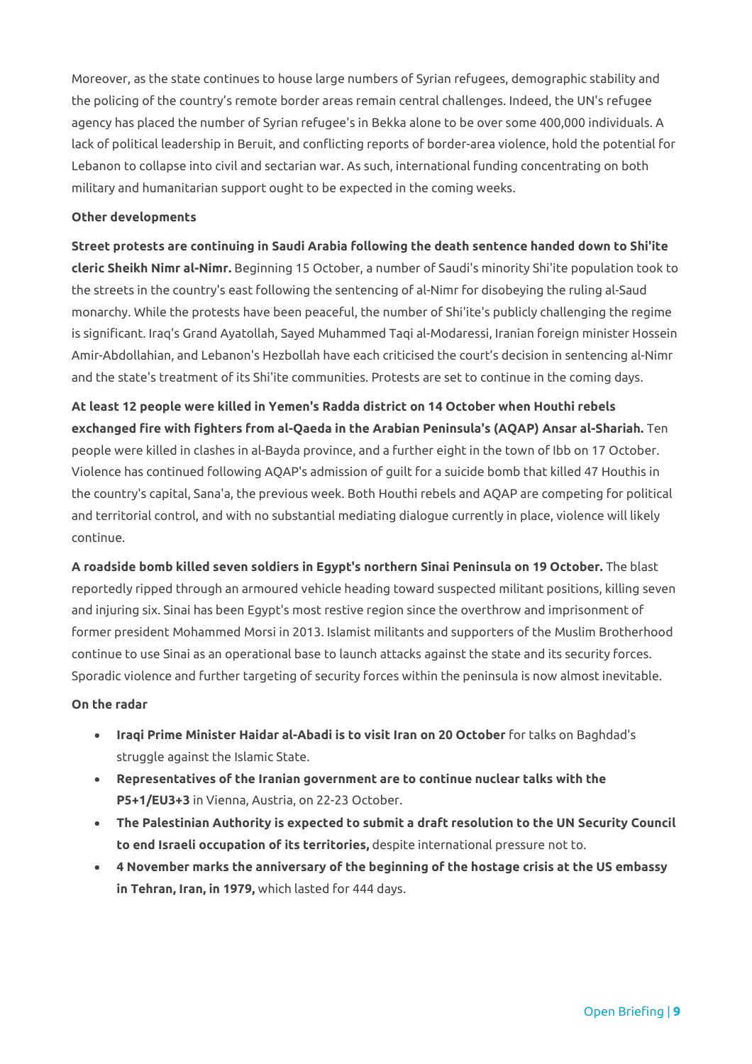Moreover, as the state continues to house large numbers of Syrian refugees, demographic stability and the policing of the country's remote border areas remain central challenges. Indeed, the UN's refugee agency has placed the number of Syrian refugee's in Bekka alone to be over some 400,000 individuals. A lack of political leadership in Beruit, and conflicting reports of border-area violence, hold the potential for Lebanon to collapse into civil and sectarian war. As such, international funding concentrating on both military and humanitarian support ought to be expected in the coming weeks.

**Other developments**

**Street protests are continuing in Saudi Arabia following the death sentence handed down to Shi'ite cleric Sheikh Nimr al-Nimr.** Beginning 15 October, a number of Saudi's minority Shi'ite population took to the streets in the country's east following the sentencing of al-Nimr for disobeying the ruling al-Saud monarchy. While the protests have been peaceful, the number of Shi'ite's publicly challenging the regime is significant. Iraq's Grand Ayatollah, Sayed Muhammed Taqi al-Modaressi, Iranian foreign minister Hossein Amir-Abdollahian, and Lebanon's Hezbollah have each criticised the court's decision in sentencing al-Nimr and the state's treatment of its Shi'ite communities. Protests are set to continue in the coming days.

**At least 12 people were killed in Yemen's Radda district on 14 October when Houthi rebels exchanged fire with fighters from al-Qaeda in the Arabian Peninsula's (AQAP) Ansar al-Shariah.** Ten people were killed in clashes in al-Bayda province, and a further eight in the town of Ibb on 17 October. Violence has continued following AQAP's admission of guilt for a suicide bomb that killed 47 Houthis in the country's capital, Sana'a, the previous week. Both Houthi rebels and AQAP are competing for political and territorial control, and with no substantial mediating dialogue currently in place, violence will likely continue.

**A roadside bomb killed seven soldiers in Egypt's northern Sinai Peninsula on 19 October.** The blast reportedly ripped through an armoured vehicle heading toward suspected militant positions, killing seven and injuring six. Sinai has been Egypt's most restive region since the overthrow and imprisonment of former president Mohammed Morsi in 2013. Islamist militants and supporters of the Muslim Brotherhood continue to use Sinai as an operational base to launch attacks against the state and its security forces. Sporadic violence and further targeting of security forces within the peninsula is now almost inevitable.

**On the radar**

- **Iraqi Prime Minister Haidar al-Abadi is to visit Iran on 20 October** for talks on Baghdad's struggle against the Islamic State.
- **Representatives of the Iranian government are to continue nuclear talks with the P5+1/EU3+3** in Vienna, Austria, on 22-23 October.
- **The Palestinian Authority is expected to submit a draft resolution to the UN Security Council to end Israeli occupation of its territories,** despite international pressure not to.
- **4 November marks the anniversary of the beginning of the hostage crisis at the US embassy in Tehran, Iran, in 1979,** which lasted for 444 days.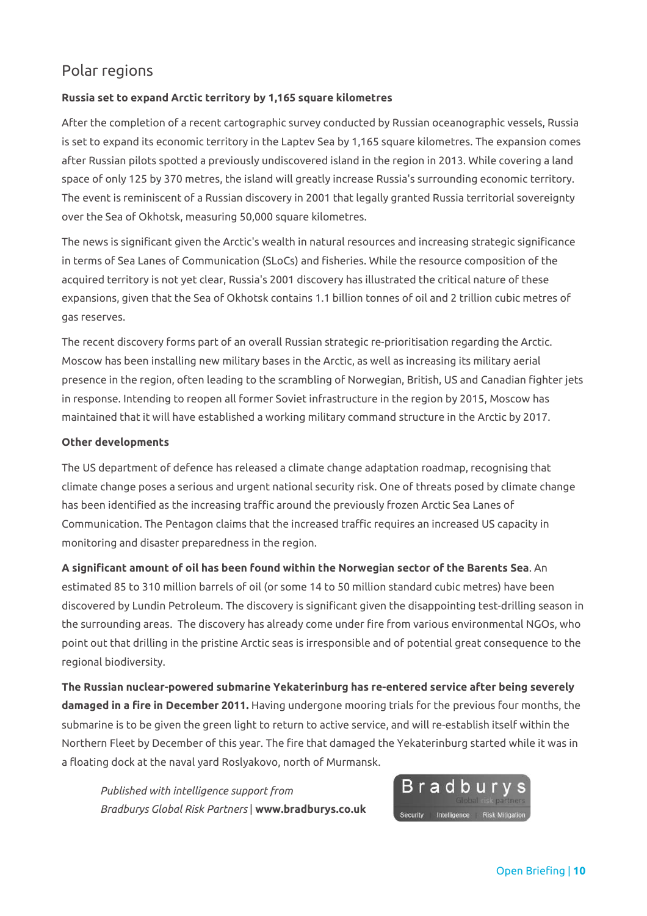# Polar regions

**Russia set to expand Arctic territory by 1,165 square kilometres**

After the completion of a recent cartographic survey conducted by Russian oceanographic vessels, Russia is set to expand its economic territory in the Laptev Sea by 1,165 square kilometres. The expansion comes after Russian pilots spotted a previously undiscovered island in the region in 2013. While covering a land space of only 125 by 370 metres, the island will greatly increase Russia's surrounding economic territory. The event is reminiscent of a Russian discovery in 2001 that legally granted Russia territorial sovereignty over the Sea of Okhotsk, measuring 50,000 square kilometres.

The news is significant given the Arctic's wealth in natural resources and increasing strategic significance in terms of Sea Lanes of Communication (SLoCs) and fisheries. While the resource composition of the acquired territory is not yet clear, Russia's 2001 discovery has illustrated the critical nature of these expansions, given that the Sea of Okhotsk contains 1.1 billion tonnes of oil and 2 trillion cubic metres of gas reserves.

The recent discovery forms part of an overall Russian strategic re-prioritisation regarding the Arctic. Moscow has been installing new military bases in the Arctic, as well as increasing its military aerial presence in the region, often leading to the scrambling of Norwegian, British, US and Canadian fighter jets in response. Intending to reopen all former Soviet infrastructure in the region by 2015, Moscow has maintained that it will have established a working military command structure in the Arctic by 2017.

**Other developments**

The US department of defence has released a climate change adaptation roadmap, recognising that climate change poses a serious and urgent national security risk. One of threats posed by climate change has been identified as the increasing traffic around the previously frozen Arctic Sea Lanes of Communication. The Pentagon claims that the increased traffic requires an increased US capacity in monitoring and disaster preparedness in the region.

**A significant amount of oil has been found within the Norwegian sector of the Barents Sea**. An estimated 85 to 310 million barrels of oil (or some 14 to 50 million standard cubic metres) have been discovered by Lundin Petroleum. The discovery is significant given the disappointing test-drilling season in the surrounding areas. The discovery has already come under fire from various environmental NGOs, who point out that drilling in the pristine Arctic seas is irresponsible and of potential great consequence to the regional biodiversity.

**The Russian nuclear-powered submarine Yekaterinburg has re-entered service after being severely damaged in a fire in December 2011.** Having undergone mooring trials for the previous four months, the submarine is to be given the green light to return to active service, and will re-establish itself within the Northern Fleet by December of this year. The fire that damaged the Yekaterinburg started while it was in a floating dock at the naval yard Roslyakovo, north of Murmansk.

*Published with intelligence support from*
*Bradburys Global Risk Partners* | **www.bradburys.co.uk**

Bradburys Global risk partners — Security | Intelligence | Risk Mitigation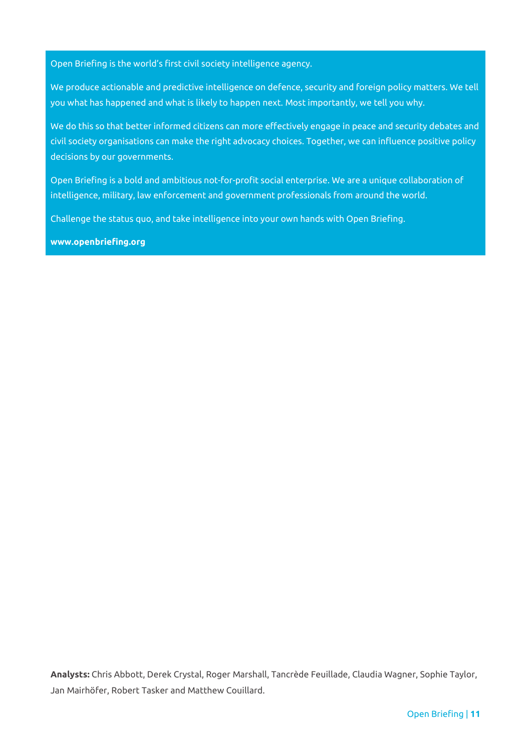Open Briefing is the world's first civil society intelligence agency.

We produce actionable and predictive intelligence on defence, security and foreign policy matters. We tell you what has happened and what is likely to happen next. Most importantly, we tell you why.

We do this so that better informed citizens can more effectively engage in peace and security debates and civil society organisations can make the right advocacy choices. Together, we can influence positive policy decisions by our governments.

Open Briefing is a bold and ambitious not-for-profit social enterprise. We are a unique collaboration of intelligence, military, law enforcement and government professionals from around the world.

Challenge the status quo, and take intelligence into your own hands with Open Briefing.

**www.openbriefing.org**

**Analysts:** Chris Abbott, Derek Crystal, Roger Marshall, Tancrède Feuillade, Claudia Wagner, Sophie Taylor, Jan Mairhöfer, Robert Tasker and Matthew Couillard.